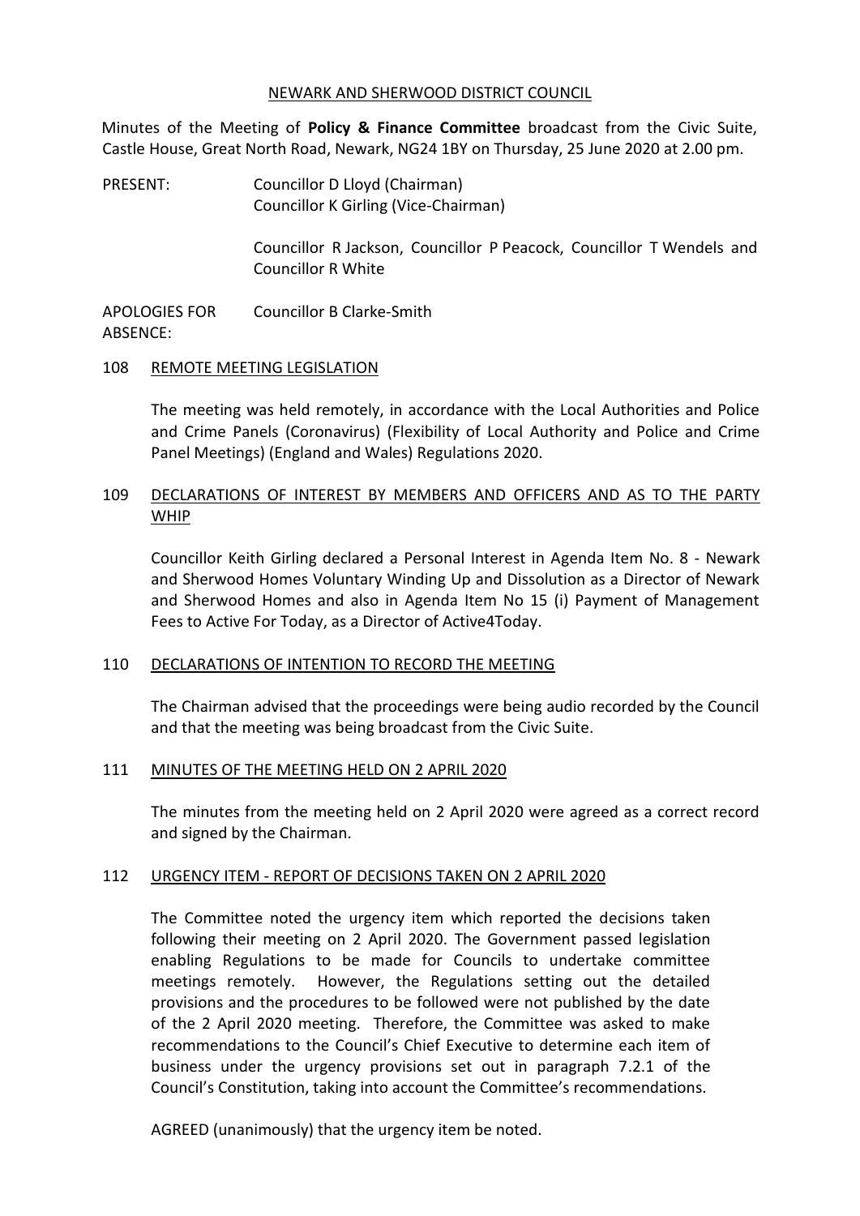# NEWARK AND SHERWOOD DISTRICT COUNCIL

Minutes of the Meeting of **Policy & Finance Committee** broadcast from the Civic Suite, Castle House, Great North Road, Newark, NG24 1BY on Thursday, 25 June 2020 at 2.00 pm.

PRESENT: Councillor D Lloyd (Chairman)
Councillor K Girling (Vice-Chairman)

Councillor R Jackson, Councillor P Peacock, Councillor T Wendels and Councillor R White

APOLOGIES FOR ABSENCE: Councillor B Clarke-Smith

## 108 REMOTE MEETING LEGISLATION

The meeting was held remotely, in accordance with the Local Authorities and Police and Crime Panels (Coronavirus) (Flexibility of Local Authority and Police and Crime Panel Meetings) (England and Wales) Regulations 2020.

## 109 DECLARATIONS OF INTEREST BY MEMBERS AND OFFICERS AND AS TO THE PARTY WHIP

Councillor Keith Girling declared a Personal Interest in Agenda Item No. 8 - Newark and Sherwood Homes Voluntary Winding Up and Dissolution as a Director of Newark and Sherwood Homes and also in Agenda Item No 15 (i) Payment of Management Fees to Active For Today, as a Director of Active4Today.

## 110 DECLARATIONS OF INTENTION TO RECORD THE MEETING

The Chairman advised that the proceedings were being audio recorded by the Council and that the meeting was being broadcast from the Civic Suite.

## 111 MINUTES OF THE MEETING HELD ON 2 APRIL 2020

The minutes from the meeting held on 2 April 2020 were agreed as a correct record and signed by the Chairman.

## 112 URGENCY ITEM - REPORT OF DECISIONS TAKEN ON 2 APRIL 2020

The Committee noted the urgency item which reported the decisions taken following their meeting on 2 April 2020. The Government passed legislation enabling Regulations to be made for Councils to undertake committee meetings remotely. However, the Regulations setting out the detailed provisions and the procedures to be followed were not published by the date of the 2 April 2020 meeting. Therefore, the Committee was asked to make recommendations to the Council's Chief Executive to determine each item of business under the urgency provisions set out in paragraph 7.2.1 of the Council's Constitution, taking into account the Committee's recommendations.

AGREED (unanimously) that the urgency item be noted.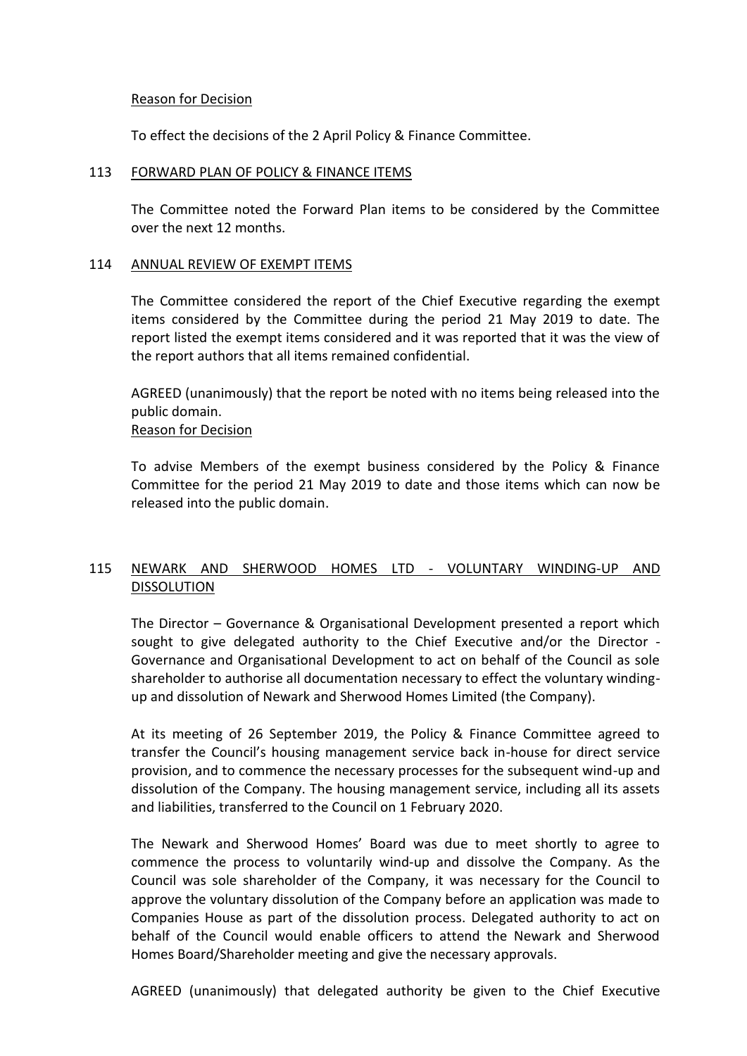Reason for Decision

To effect the decisions of the 2 April Policy & Finance Committee.

## 113 FORWARD PLAN OF POLICY & FINANCE ITEMS

The Committee noted the Forward Plan items to be considered by the Committee over the next 12 months.

## 114 ANNUAL REVIEW OF EXEMPT ITEMS

The Committee considered the report of the Chief Executive regarding the exempt items considered by the Committee during the period 21 May 2019 to date. The report listed the exempt items considered and it was reported that it was the view of the report authors that all items remained confidential.

AGREED (unanimously) that the report be noted with no items being released into the public domain.

Reason for Decision

To advise Members of the exempt business considered by the Policy & Finance Committee for the period 21 May 2019 to date and those items which can now be released into the public domain.

## 115 NEWARK AND SHERWOOD HOMES LTD - VOLUNTARY WINDING-UP AND DISSOLUTION

The Director – Governance & Organisational Development presented a report which sought to give delegated authority to the Chief Executive and/or the Director - Governance and Organisational Development to act on behalf of the Council as sole shareholder to authorise all documentation necessary to effect the voluntary winding-up and dissolution of Newark and Sherwood Homes Limited (the Company).

At its meeting of 26 September 2019, the Policy & Finance Committee agreed to transfer the Council's housing management service back in-house for direct service provision, and to commence the necessary processes for the subsequent wind-up and dissolution of the Company. The housing management service, including all its assets and liabilities, transferred to the Council on 1 February 2020.

The Newark and Sherwood Homes' Board was due to meet shortly to agree to commence the process to voluntarily wind-up and dissolve the Company. As the Council was sole shareholder of the Company, it was necessary for the Council to approve the voluntary dissolution of the Company before an application was made to Companies House as part of the dissolution process. Delegated authority to act on behalf of the Council would enable officers to attend the Newark and Sherwood Homes Board/Shareholder meeting and give the necessary approvals.

AGREED (unanimously) that delegated authority be given to the Chief Executive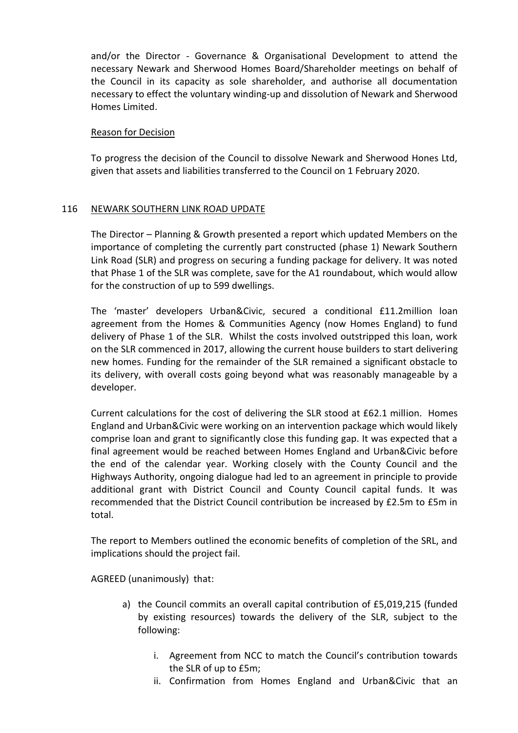and/or the Director - Governance & Organisational Development to attend the necessary Newark and Sherwood Homes Board/Shareholder meetings on behalf of the Council in its capacity as sole shareholder, and authorise all documentation necessary to effect the voluntary winding-up and dissolution of Newark and Sherwood Homes Limited.

Reason for Decision

To progress the decision of the Council to dissolve Newark and Sherwood Hones Ltd, given that assets and liabilities transferred to the Council on 1 February 2020.

## 116 NEWARK SOUTHERN LINK ROAD UPDATE

The Director – Planning & Growth presented a report which updated Members on the importance of completing the currently part constructed (phase 1) Newark Southern Link Road (SLR) and progress on securing a funding package for delivery. It was noted that Phase 1 of the SLR was complete, save for the A1 roundabout, which would allow for the construction of up to 599 dwellings.

The 'master' developers Urban&Civic, secured a conditional £11.2million loan agreement from the Homes & Communities Agency (now Homes England) to fund delivery of Phase 1 of the SLR. Whilst the costs involved outstripped this loan, work on the SLR commenced in 2017, allowing the current house builders to start delivering new homes. Funding for the remainder of the SLR remained a significant obstacle to its delivery, with overall costs going beyond what was reasonably manageable by a developer.

Current calculations for the cost of delivering the SLR stood at £62.1 million. Homes England and Urban&Civic were working on an intervention package which would likely comprise loan and grant to significantly close this funding gap. It was expected that a final agreement would be reached between Homes England and Urban&Civic before the end of the calendar year. Working closely with the County Council and the Highways Authority, ongoing dialogue had led to an agreement in principle to provide additional grant with District Council and County Council capital funds. It was recommended that the District Council contribution be increased by £2.5m to £5m in total.

The report to Members outlined the economic benefits of completion of the SRL, and implications should the project fail.

AGREED (unanimously) that:

a) the Council commits an overall capital contribution of £5,019,215 (funded by existing resources) towards the delivery of the SLR, subject to the following:

   i. Agreement from NCC to match the Council's contribution towards the SLR of up to £5m;

   ii. Confirmation from Homes England and Urban&Civic that an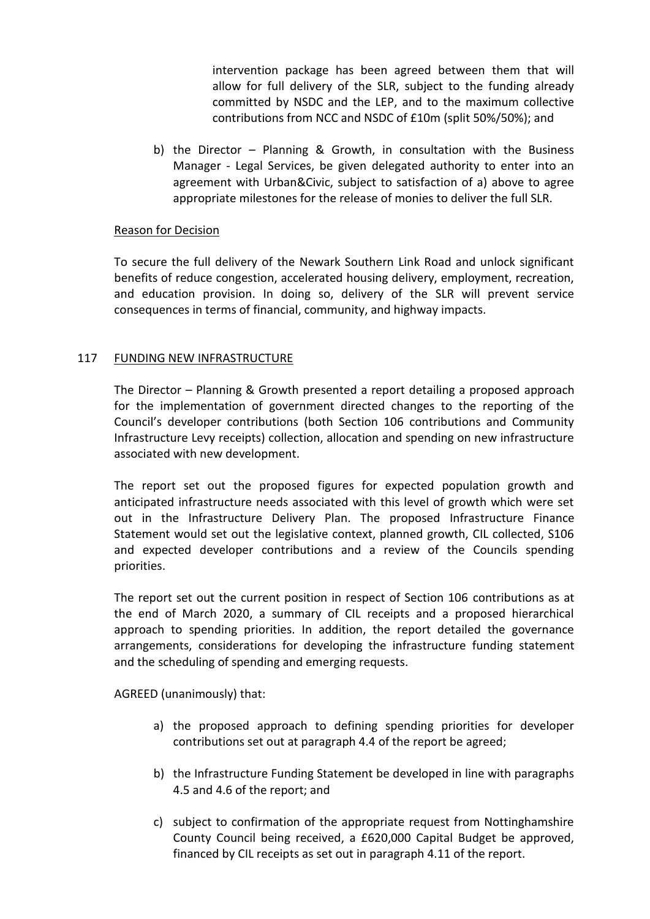intervention package has been agreed between them that will allow for full delivery of the SLR, subject to the funding already committed by NSDC and the LEP, and to the maximum collective contributions from NCC and NSDC of £10m (split 50%/50%); and

b) the Director – Planning & Growth, in consultation with the Business Manager - Legal Services, be given delegated authority to enter into an agreement with Urban&Civic, subject to satisfaction of a) above to agree appropriate milestones for the release of monies to deliver the full SLR.

Reason for Decision

To secure the full delivery of the Newark Southern Link Road and unlock significant benefits of reduce congestion, accelerated housing delivery, employment, recreation, and education provision. In doing so, delivery of the SLR will prevent service consequences in terms of financial, community, and highway impacts.

## 117 FUNDING NEW INFRASTRUCTURE

The Director – Planning & Growth presented a report detailing a proposed approach for the implementation of government directed changes to the reporting of the Council's developer contributions (both Section 106 contributions and Community Infrastructure Levy receipts) collection, allocation and spending on new infrastructure associated with new development.

The report set out the proposed figures for expected population growth and anticipated infrastructure needs associated with this level of growth which were set out in the Infrastructure Delivery Plan. The proposed Infrastructure Finance Statement would set out the legislative context, planned growth, CIL collected, S106 and expected developer contributions and a review of the Councils spending priorities.

The report set out the current position in respect of Section 106 contributions as at the end of March 2020, a summary of CIL receipts and a proposed hierarchical approach to spending priorities. In addition, the report detailed the governance arrangements, considerations for developing the infrastructure funding statement and the scheduling of spending and emerging requests.

AGREED (unanimously) that:

a) the proposed approach to defining spending priorities for developer contributions set out at paragraph 4.4 of the report be agreed;

b) the Infrastructure Funding Statement be developed in line with paragraphs 4.5 and 4.6 of the report; and

c) subject to confirmation of the appropriate request from Nottinghamshire County Council being received, a £620,000 Capital Budget be approved, financed by CIL receipts as set out in paragraph 4.11 of the report.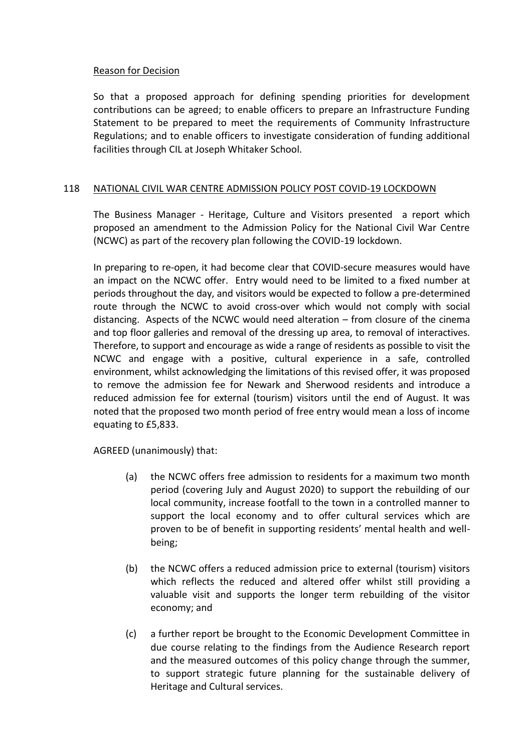Reason for Decision

So that a proposed approach for defining spending priorities for development contributions can be agreed; to enable officers to prepare an Infrastructure Funding Statement to be prepared to meet the requirements of Community Infrastructure Regulations; and to enable officers to investigate consideration of funding additional facilities through CIL at Joseph Whitaker School.

## 118 NATIONAL CIVIL WAR CENTRE ADMISSION POLICY POST COVID-19 LOCKDOWN

The Business Manager - Heritage, Culture and Visitors presented a report which proposed an amendment to the Admission Policy for the National Civil War Centre (NCWC) as part of the recovery plan following the COVID-19 lockdown.

In preparing to re-open, it had become clear that COVID-secure measures would have an impact on the NCWC offer. Entry would need to be limited to a fixed number at periods throughout the day, and visitors would be expected to follow a pre-determined route through the NCWC to avoid cross-over which would not comply with social distancing. Aspects of the NCWC would need alteration – from closure of the cinema and top floor galleries and removal of the dressing up area, to removal of interactives. Therefore, to support and encourage as wide a range of residents as possible to visit the NCWC and engage with a positive, cultural experience in a safe, controlled environment, whilst acknowledging the limitations of this revised offer, it was proposed to remove the admission fee for Newark and Sherwood residents and introduce a reduced admission fee for external (tourism) visitors until the end of August. It was noted that the proposed two month period of free entry would mean a loss of income equating to £5,833.

AGREED (unanimously) that:

(a) the NCWC offers free admission to residents for a maximum two month period (covering July and August 2020) to support the rebuilding of our local community, increase footfall to the town in a controlled manner to support the local economy and to offer cultural services which are proven to be of benefit in supporting residents' mental health and well-being;

(b) the NCWC offers a reduced admission price to external (tourism) visitors which reflects the reduced and altered offer whilst still providing a valuable visit and supports the longer term rebuilding of the visitor economy; and

(c) a further report be brought to the Economic Development Committee in due course relating to the findings from the Audience Research report and the measured outcomes of this policy change through the summer, to support strategic future planning for the sustainable delivery of Heritage and Cultural services.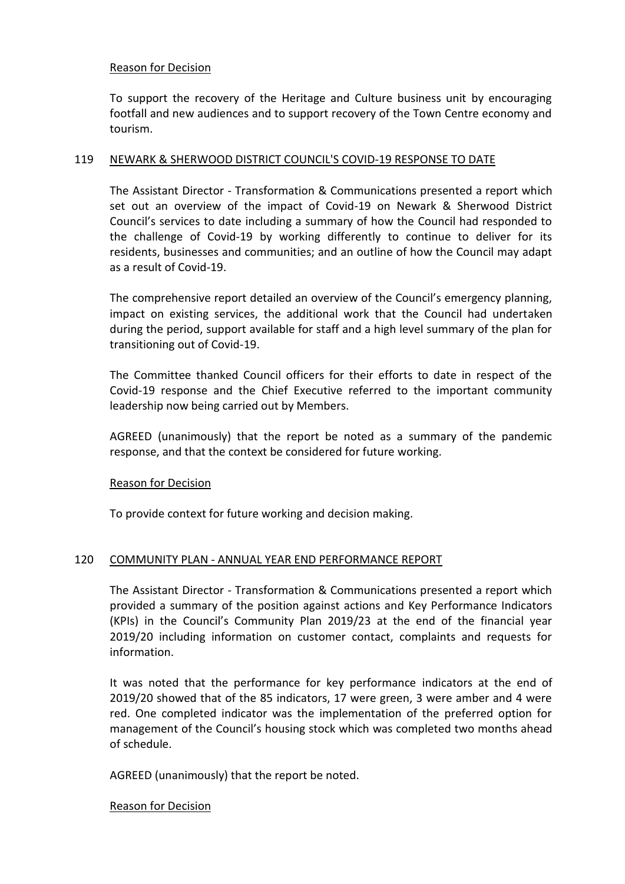Reason for Decision

To support the recovery of the Heritage and Culture business unit by encouraging footfall and new audiences and to support recovery of the Town Centre economy and tourism.

## 119 NEWARK & SHERWOOD DISTRICT COUNCIL'S COVID-19 RESPONSE TO DATE

The Assistant Director - Transformation & Communications presented a report which set out an overview of the impact of Covid-19 on Newark & Sherwood District Council's services to date including a summary of how the Council had responded to the challenge of Covid-19 by working differently to continue to deliver for its residents, businesses and communities; and an outline of how the Council may adapt as a result of Covid-19.

The comprehensive report detailed an overview of the Council's emergency planning, impact on existing services, the additional work that the Council had undertaken during the period, support available for staff and a high level summary of the plan for transitioning out of Covid-19.

The Committee thanked Council officers for their efforts to date in respect of the Covid-19 response and the Chief Executive referred to the important community leadership now being carried out by Members.

AGREED (unanimously) that the report be noted as a summary of the pandemic response, and that the context be considered for future working.

Reason for Decision

To provide context for future working and decision making.

## 120 COMMUNITY PLAN - ANNUAL YEAR END PERFORMANCE REPORT

The Assistant Director - Transformation & Communications presented a report which provided a summary of the position against actions and Key Performance Indicators (KPIs) in the Council's Community Plan 2019/23 at the end of the financial year 2019/20 including information on customer contact, complaints and requests for information.

It was noted that the performance for key performance indicators at the end of 2019/20 showed that of the 85 indicators, 17 were green, 3 were amber and 4 were red. One completed indicator was the implementation of the preferred option for management of the Council's housing stock which was completed two months ahead of schedule.

AGREED (unanimously) that the report be noted.

Reason for Decision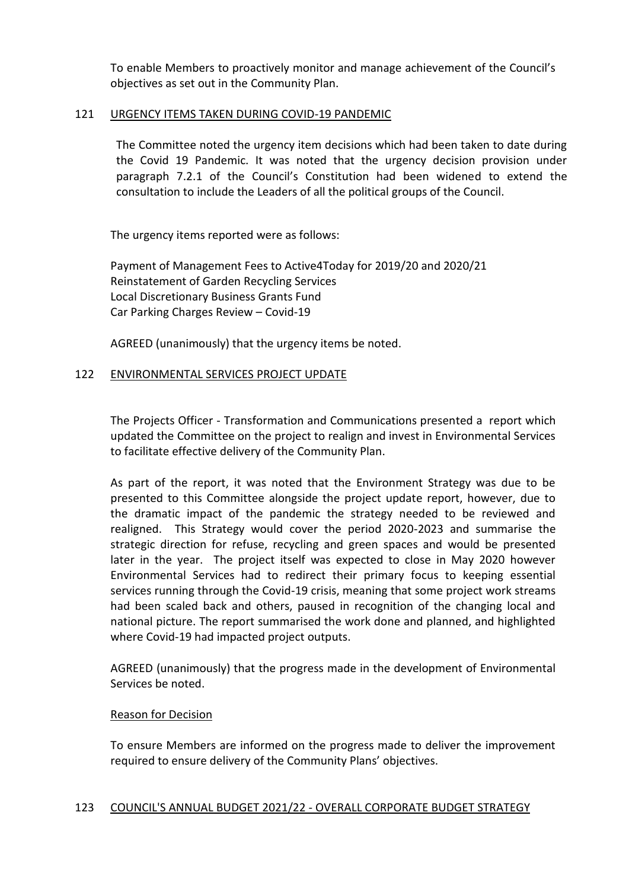To enable Members to proactively monitor and manage achievement of the Council's objectives as set out in the Community Plan.

## 121 URGENCY ITEMS TAKEN DURING COVID-19 PANDEMIC

The Committee noted the urgency item decisions which had been taken to date during the Covid 19 Pandemic. It was noted that the urgency decision provision under paragraph 7.2.1 of the Council's Constitution had been widened to extend the consultation to include the Leaders of all the political groups of the Council.

The urgency items reported were as follows:

Payment of Management Fees to Active4Today for 2019/20 and 2020/21
Reinstatement of Garden Recycling Services
Local Discretionary Business Grants Fund
Car Parking Charges Review – Covid-19

AGREED (unanimously) that the urgency items be noted.

## 122 ENVIRONMENTAL SERVICES PROJECT UPDATE

The Projects Officer - Transformation and Communications presented a report which updated the Committee on the project to realign and invest in Environmental Services to facilitate effective delivery of the Community Plan.

As part of the report, it was noted that the Environment Strategy was due to be presented to this Committee alongside the project update report, however, due to the dramatic impact of the pandemic the strategy needed to be reviewed and realigned. This Strategy would cover the period 2020-2023 and summarise the strategic direction for refuse, recycling and green spaces and would be presented later in the year. The project itself was expected to close in May 2020 however Environmental Services had to redirect their primary focus to keeping essential services running through the Covid-19 crisis, meaning that some project work streams had been scaled back and others, paused in recognition of the changing local and national picture. The report summarised the work done and planned, and highlighted where Covid-19 had impacted project outputs.

AGREED (unanimously) that the progress made in the development of Environmental Services be noted.

Reason for Decision

To ensure Members are informed on the progress made to deliver the improvement required to ensure delivery of the Community Plans' objectives.

## 123 COUNCIL'S ANNUAL BUDGET 2021/22 - OVERALL CORPORATE BUDGET STRATEGY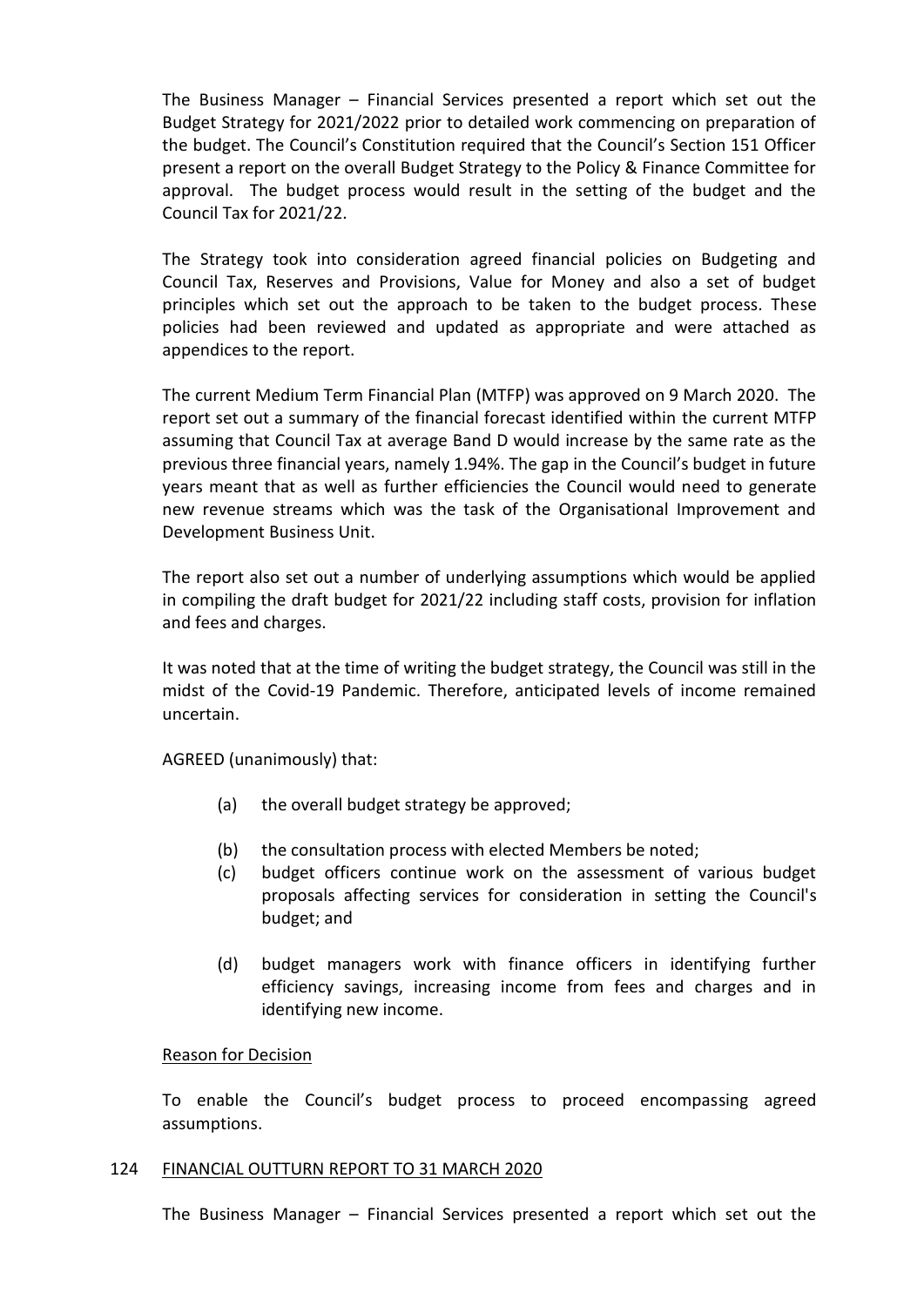The Business Manager – Financial Services presented a report which set out the Budget Strategy for 2021/2022 prior to detailed work commencing on preparation of the budget. The Council's Constitution required that the Council's Section 151 Officer present a report on the overall Budget Strategy to the Policy & Finance Committee for approval. The budget process would result in the setting of the budget and the Council Tax for 2021/22.

The Strategy took into consideration agreed financial policies on Budgeting and Council Tax, Reserves and Provisions, Value for Money and also a set of budget principles which set out the approach to be taken to the budget process. These policies had been reviewed and updated as appropriate and were attached as appendices to the report.

The current Medium Term Financial Plan (MTFP) was approved on 9 March 2020. The report set out a summary of the financial forecast identified within the current MTFP assuming that Council Tax at average Band D would increase by the same rate as the previous three financial years, namely 1.94%. The gap in the Council's budget in future years meant that as well as further efficiencies the Council would need to generate new revenue streams which was the task of the Organisational Improvement and Development Business Unit.

The report also set out a number of underlying assumptions which would be applied in compiling the draft budget for 2021/22 including staff costs, provision for inflation and fees and charges.

It was noted that at the time of writing the budget strategy, the Council was still in the midst of the Covid-19 Pandemic. Therefore, anticipated levels of income remained uncertain.

AGREED (unanimously) that:

- (a) the overall budget strategy be approved;
- (b) the consultation process with elected Members be noted;
- (c) budget officers continue work on the assessment of various budget proposals affecting services for consideration in setting the Council's budget; and
- (d) budget managers work with finance officers in identifying further efficiency savings, increasing income from fees and charges and in identifying new income.

Reason for Decision

To enable the Council's budget process to proceed encompassing agreed assumptions.

## 124 FINANCIAL OUTTURN REPORT TO 31 MARCH 2020

The Business Manager – Financial Services presented a report which set out the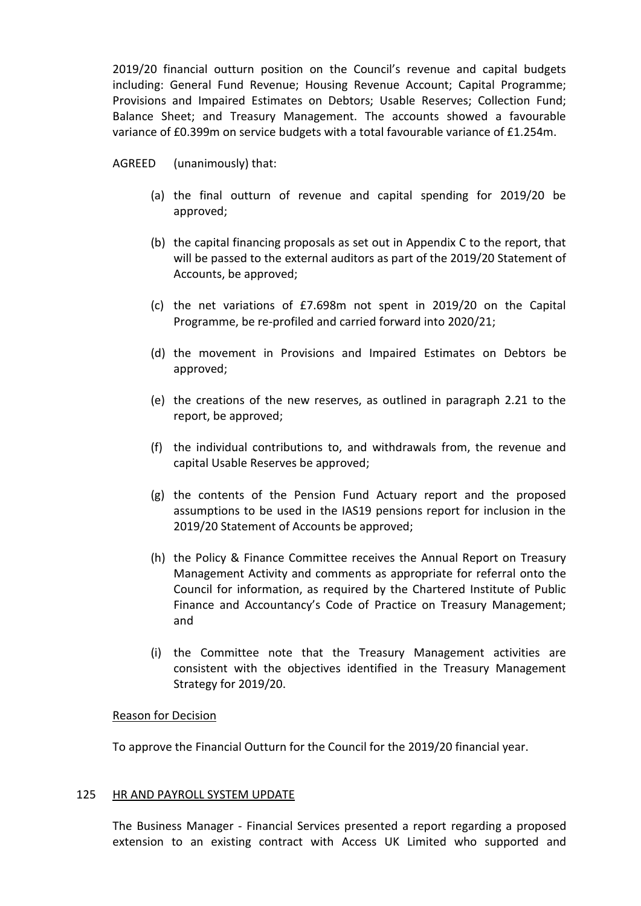2019/20 financial outturn position on the Council's revenue and capital budgets including: General Fund Revenue; Housing Revenue Account; Capital Programme; Provisions and Impaired Estimates on Debtors; Usable Reserves; Collection Fund; Balance Sheet; and Treasury Management. The accounts showed a favourable variance of £0.399m on service budgets with a total favourable variance of £1.254m.

AGREED (unanimously) that:

(a) the final outturn of revenue and capital spending for 2019/20 be approved;

(b) the capital financing proposals as set out in Appendix C to the report, that will be passed to the external auditors as part of the 2019/20 Statement of Accounts, be approved;

(c) the net variations of £7.698m not spent in 2019/20 on the Capital Programme, be re-profiled and carried forward into 2020/21;

(d) the movement in Provisions and Impaired Estimates on Debtors be approved;

(e) the creations of the new reserves, as outlined in paragraph 2.21 to the report, be approved;

(f) the individual contributions to, and withdrawals from, the revenue and capital Usable Reserves be approved;

(g) the contents of the Pension Fund Actuary report and the proposed assumptions to be used in the IAS19 pensions report for inclusion in the 2019/20 Statement of Accounts be approved;

(h) the Policy & Finance Committee receives the Annual Report on Treasury Management Activity and comments as appropriate for referral onto the Council for information, as required by the Chartered Institute of Public Finance and Accountancy's Code of Practice on Treasury Management; and

(i) the Committee note that the Treasury Management activities are consistent with the objectives identified in the Treasury Management Strategy for 2019/20.

Reason for Decision

To approve the Financial Outturn for the Council for the 2019/20 financial year.

## 125 HR AND PAYROLL SYSTEM UPDATE

The Business Manager - Financial Services presented a report regarding a proposed extension to an existing contract with Access UK Limited who supported and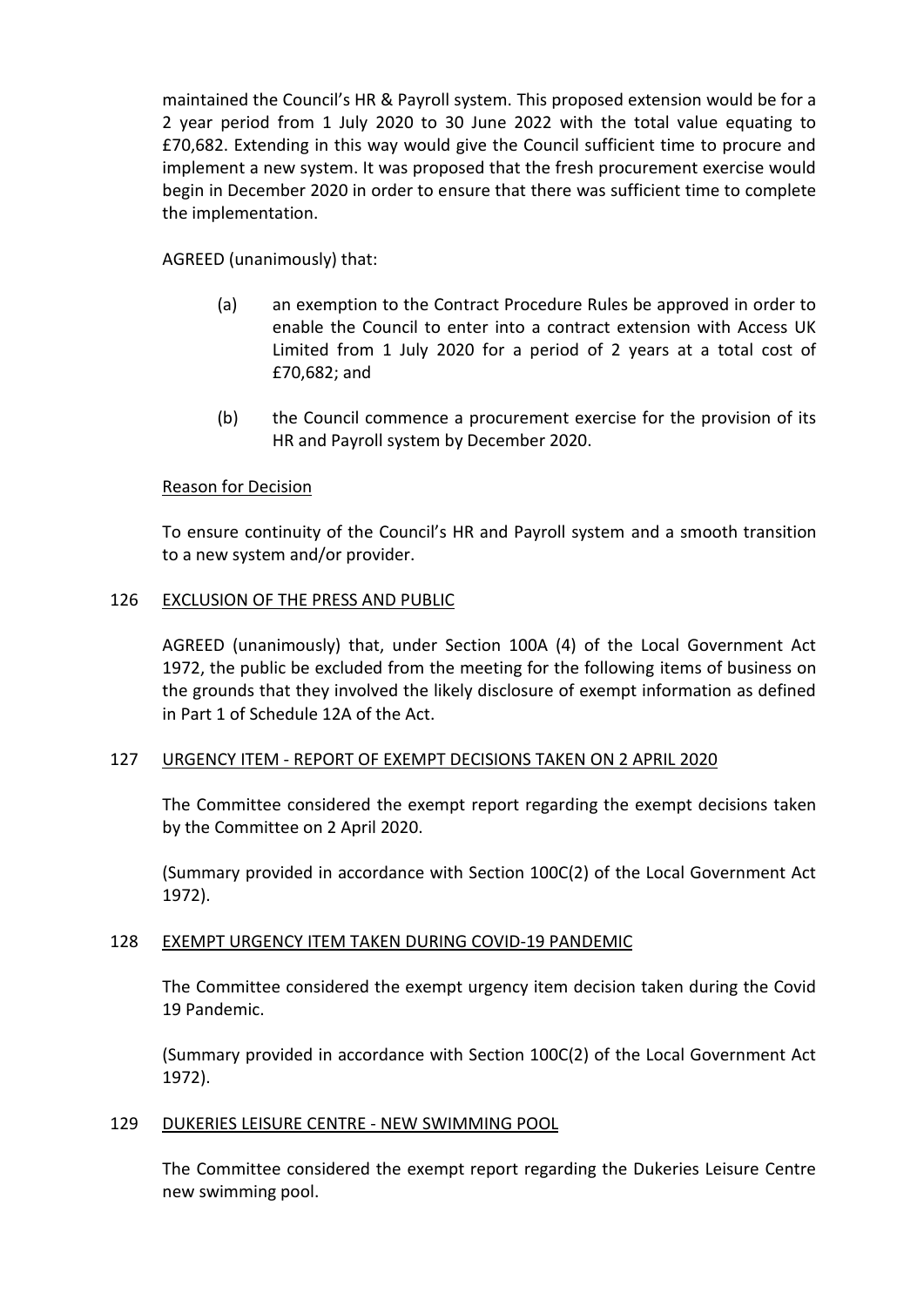maintained the Council's HR & Payroll system. This proposed extension would be for a 2 year period from 1 July 2020 to 30 June 2022 with the total value equating to £70,682. Extending in this way would give the Council sufficient time to procure and implement a new system. It was proposed that the fresh procurement exercise would begin in December 2020 in order to ensure that there was sufficient time to complete the implementation.

AGREED (unanimously) that:

(a) an exemption to the Contract Procedure Rules be approved in order to enable the Council to enter into a contract extension with Access UK Limited from 1 July 2020 for a period of 2 years at a total cost of £70,682; and

(b) the Council commence a procurement exercise for the provision of its HR and Payroll system by December 2020.

Reason for Decision

To ensure continuity of the Council's HR and Payroll system and a smooth transition to a new system and/or provider.

## 126 EXCLUSION OF THE PRESS AND PUBLIC

AGREED (unanimously) that, under Section 100A (4) of the Local Government Act 1972, the public be excluded from the meeting for the following items of business on the grounds that they involved the likely disclosure of exempt information as defined in Part 1 of Schedule 12A of the Act.

## 127 URGENCY ITEM - REPORT OF EXEMPT DECISIONS TAKEN ON 2 APRIL 2020

The Committee considered the exempt report regarding the exempt decisions taken by the Committee on 2 April 2020.

(Summary provided in accordance with Section 100C(2) of the Local Government Act 1972).

## 128 EXEMPT URGENCY ITEM TAKEN DURING COVID-19 PANDEMIC

The Committee considered the exempt urgency item decision taken during the Covid 19 Pandemic.

(Summary provided in accordance with Section 100C(2) of the Local Government Act 1972).

## 129 DUKERIES LEISURE CENTRE - NEW SWIMMING POOL

The Committee considered the exempt report regarding the Dukeries Leisure Centre new swimming pool.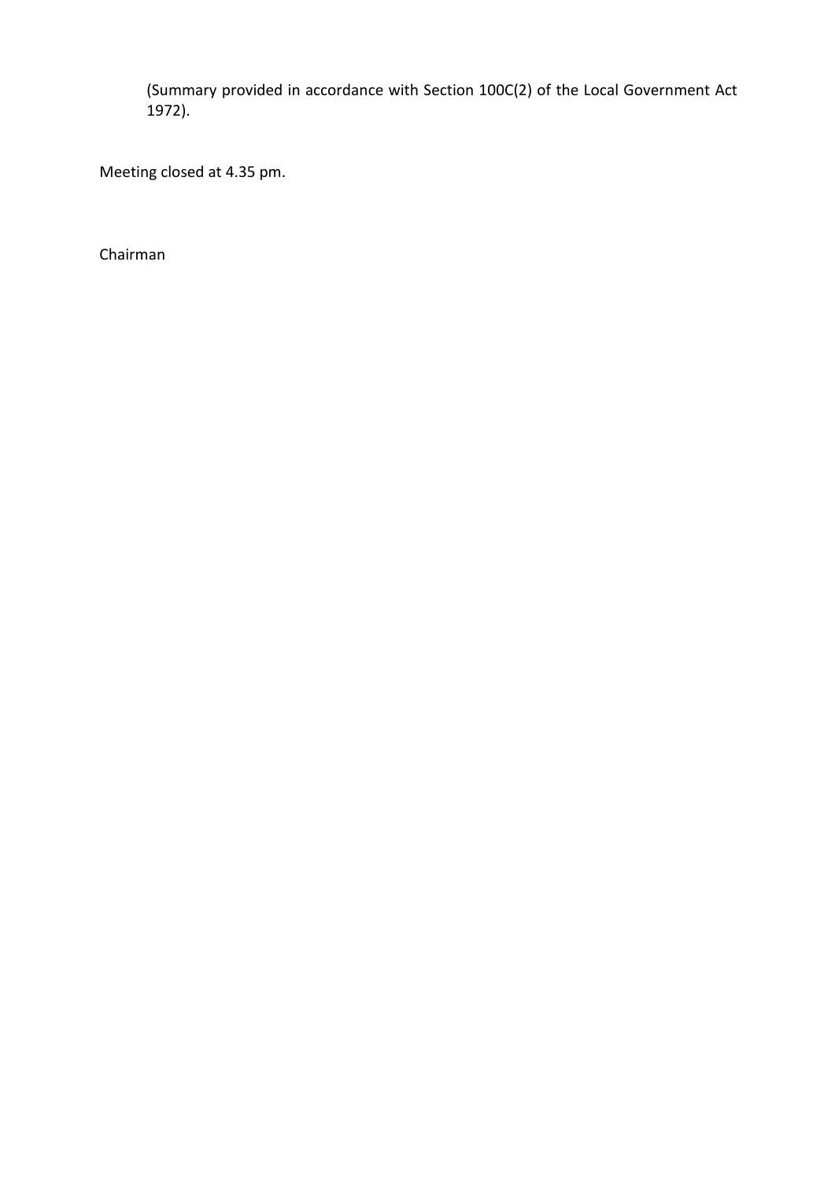(Summary provided in accordance with Section 100C(2) of the Local Government Act 1972).

Meeting closed at 4.35 pm.

Chairman